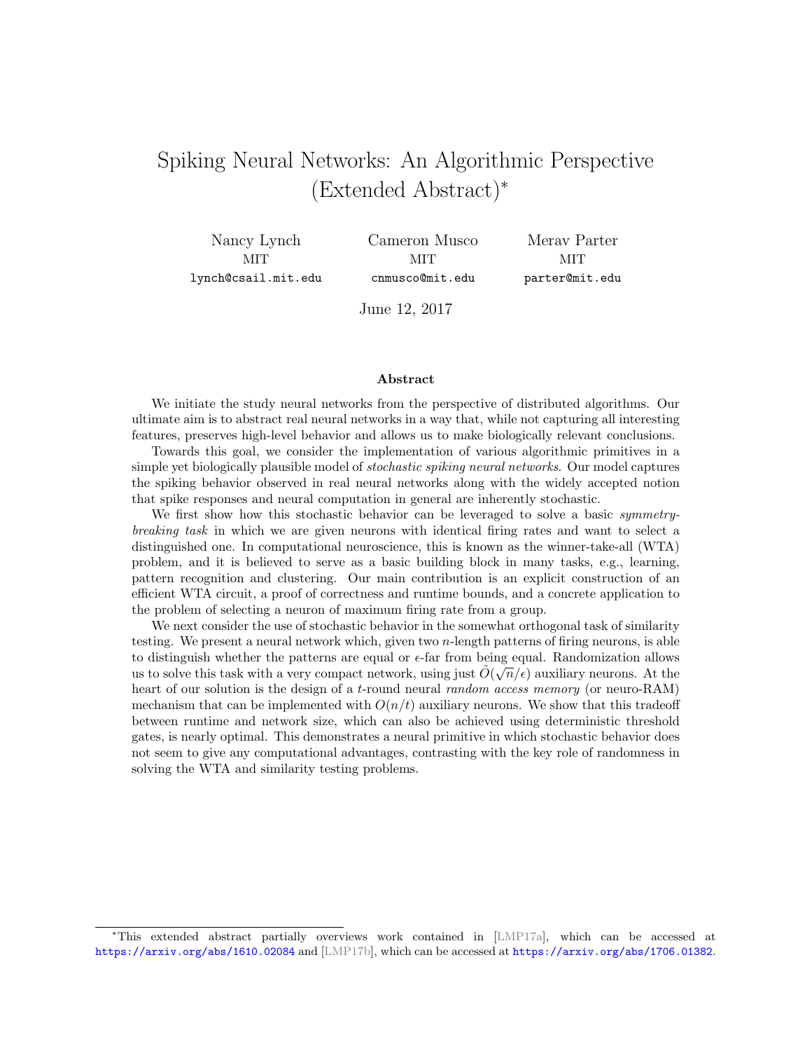# Spiking Neural Networks: An Algorithmic Perspective (Extended Abstract)*

Nancy Lynch
MIT
lynch@csail.mit.edu

Cameron Musco
MIT
cnmusco@mit.edu

Merav Parter
MIT
parter@mit.edu

June 12, 2017

## Abstract

We initiate the study neural networks from the perspective of distributed algorithms. Our ultimate aim is to abstract real neural networks in a way that, while not capturing all interesting features, preserves high-level behavior and allows us to make biologically relevant conclusions.

Towards this goal, we consider the implementation of various algorithmic primitives in a simple yet biologically plausible model of *stochastic spiking neural networks*. Our model captures the spiking behavior observed in real neural networks along with the widely accepted notion that spike responses and neural computation in general are inherently stochastic.

We first show how this stochastic behavior can be leveraged to solve a basic *symmetry-breaking task* in which we are given neurons with identical firing rates and want to select a distinguished one. In computational neuroscience, this is known as the winner-take-all (WTA) problem, and it is believed to serve as a basic building block in many tasks, e.g., learning, pattern recognition and clustering. Our main contribution is an explicit construction of an efficient WTA circuit, a proof of correctness and runtime bounds, and a concrete application to the problem of selecting a neuron of maximum firing rate from a group.

We next consider the use of stochastic behavior in the somewhat orthogonal task of similarity testing. We present a neural network which, given two $n$-length patterns of firing neurons, is able to distinguish whether the patterns are equal or $\epsilon$-far from being equal. Randomization allows us to solve this task with a very compact network, using just $\tilde{O}(\sqrt{n}/\epsilon)$ auxiliary neurons. At the heart of our solution is the design of a $t$-round neural *random access memory* (or neuro-RAM) mechanism that can be implemented with $O(n/t)$ auxiliary neurons. We show that this tradeoff between runtime and network size, which can also be achieved using deterministic threshold gates, is nearly optimal. This demonstrates a neural primitive in which stochastic behavior does not seem to give any computational advantages, contrasting with the key role of randomness in solving the WTA and similarity testing problems.

---

*This extended abstract partially overviews work contained in [LMP17a], which can be accessed at https://arxiv.org/abs/1610.02084 and [LMP17b], which can be accessed at https://arxiv.org/abs/1706.01382.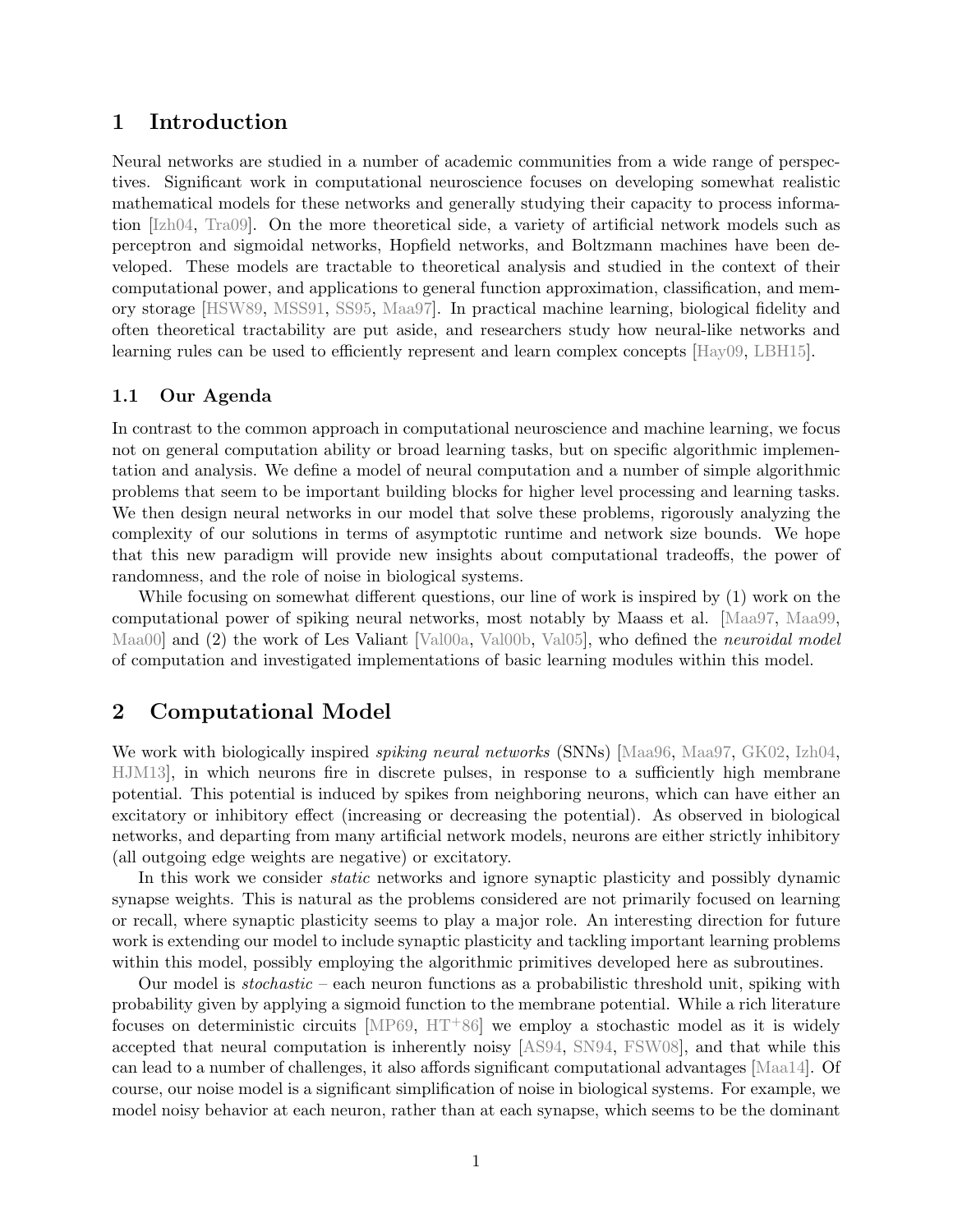# 1 Introduction

Neural networks are studied in a number of academic communities from a wide range of perspectives. Significant work in computational neuroscience focuses on developing somewhat realistic mathematical models for these networks and generally studying their capacity to process information [Izh04, Tra09]. On the more theoretical side, a variety of artificial network models such as perceptron and sigmoidal networks, Hopfield networks, and Boltzmann machines have been developed. These models are tractable to theoretical analysis and studied in the context of their computational power, and applications to general function approximation, classification, and memory storage [HSW89, MSS91, SS95, Maa97]. In practical machine learning, biological fidelity and often theoretical tractability are put aside, and researchers study how neural-like networks and learning rules can be used to efficiently represent and learn complex concepts [Hay09, LBH15].

## 1.1 Our Agenda

In contrast to the common approach in computational neuroscience and machine learning, we focus not on general computation ability or broad learning tasks, but on specific algorithmic implementation and analysis. We define a model of neural computation and a number of simple algorithmic problems that seem to be important building blocks for higher level processing and learning tasks. We then design neural networks in our model that solve these problems, rigorously analyzing the complexity of our solutions in terms of asymptotic runtime and network size bounds. We hope that this new paradigm will provide new insights about computational tradeoffs, the power of randomness, and the role of noise in biological systems.

While focusing on somewhat different questions, our line of work is inspired by (1) work on the computational power of spiking neural networks, most notably by Maass et al. [Maa97, Maa99, Maa00] and (2) the work of Les Valiant [Val00a, Val00b, Val05], who defined the *neuroidal model* of computation and investigated implementations of basic learning modules within this model.

# 2 Computational Model

We work with biologically inspired *spiking neural networks* (SNNs) [Maa96, Maa97, GK02, Izh04, HJM13], in which neurons fire in discrete pulses, in response to a sufficiently high membrane potential. This potential is induced by spikes from neighboring neurons, which can have either an excitatory or inhibitory effect (increasing or decreasing the potential). As observed in biological networks, and departing from many artificial network models, neurons are either strictly inhibitory (all outgoing edge weights are negative) or excitatory.

In this work we consider *static* networks and ignore synaptic plasticity and possibly dynamic synapse weights. This is natural as the problems considered are not primarily focused on learning or recall, where synaptic plasticity seems to play a major role. An interesting direction for future work is extending our model to include synaptic plasticity and tackling important learning problems within this model, possibly employing the algorithmic primitives developed here as subroutines.

Our model is *stochastic* – each neuron functions as a probabilistic threshold unit, spiking with probability given by applying a sigmoid function to the membrane potential. While a rich literature focuses on deterministic circuits [MP69, HT+86] we employ a stochastic model as it is widely accepted that neural computation is inherently noisy [AS94, SN94, FSW08], and that while this can lead to a number of challenges, it also affords significant computational advantages [Maa14]. Of course, our noise model is a significant simplification of noise in biological systems. For example, we model noisy behavior at each neuron, rather than at each synapse, which seems to be the dominant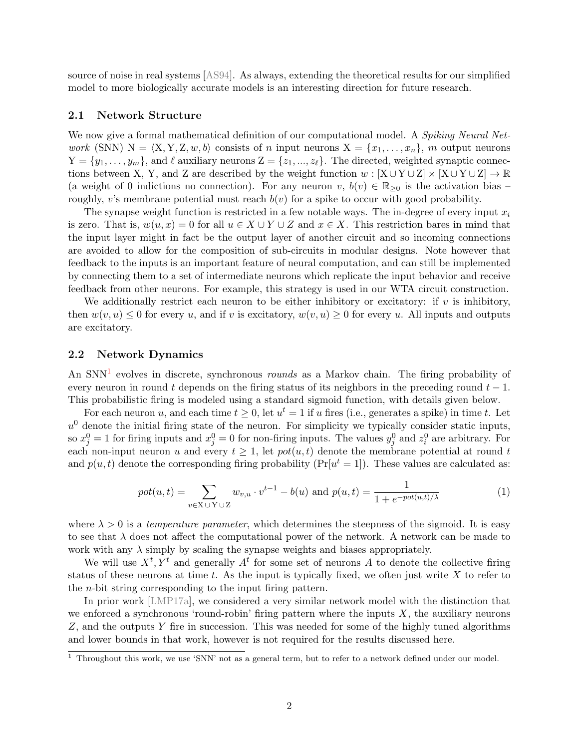source of noise in real systems [AS94]. As always, extending the theoretical results for our simplified model to more biologically accurate models is an interesting direction for future research.

## 2.1 Network Structure

We now give a formal mathematical definition of our computational model. A *Spiking Neural Network* (SNN) $\mathrm{N} = \langle \mathrm{X}, \mathrm{Y}, \mathrm{Z}, w, b \rangle$ consists of $n$ input neurons $\mathrm{X} = \{x_1, \ldots, x_n\}$, $m$ output neurons $\mathrm{Y} = \{y_1, \ldots, y_m\}$, and $\ell$ auxiliary neurons $\mathrm{Z} = \{z_1, ..., z_\ell\}$. The directed, weighted synaptic connections between X, Y, and Z are described by the weight function $w : [\mathrm{X} \cup \mathrm{Y} \cup \mathrm{Z}] \times [\mathrm{X} \cup \mathrm{Y} \cup \mathrm{Z}] \to \mathbb{R}$ (a weight of 0 indictions no connection). For any neuron $v$, $b(v) \in \mathbb{R}_{\geq 0}$ is the activation bias – roughly, $v$'s membrane potential must reach $b(v)$ for a spike to occur with good probability.

The synapse weight function is restricted in a few notable ways. The in-degree of every input $x_i$ is zero. That is, $w(u, x) = 0$ for all $u \in X \cup Y \cup Z$ and $x \in X$. This restriction bares in mind that the input layer might in fact be the output layer of another circuit and so incoming connections are avoided to allow for the composition of sub-circuits in modular designs. Note however that feedback to the inputs is an important feature of neural computation, and can still be implemented by connecting them to a set of intermediate neurons which replicate the input behavior and receive feedback from other neurons. For example, this strategy is used in our WTA circuit construction.

We additionally restrict each neuron to be either inhibitory or excitatory: if $v$ is inhibitory, then $w(v, u) \leq 0$ for every $u$, and if $v$ is excitatory, $w(v, u) \geq 0$ for every $u$. All inputs and outputs are excitatory.

## 2.2 Network Dynamics

An SNN[1] evolves in discrete, synchronous *rounds* as a Markov chain. The firing probability of every neuron in round $t$ depends on the firing status of its neighbors in the preceding round $t - 1$. This probabilistic firing is modeled using a standard sigmoid function, with details given below.

For each neuron $u$, and each time $t \geq 0$, let $u^t = 1$ if $u$ fires (i.e., generates a spike) in time $t$. Let $u^0$ denote the initial firing state of the neuron. For simplicity we typically consider static inputs, so $x_j^0 = 1$ for firing inputs and $x_j^0 = 0$ for non-firing inputs. The values $y_j^0$ and $z_i^0$ are arbitrary. For each non-input neuron $u$ and every $t \geq 1$, let $pot(u, t)$ denote the membrane potential at round $t$ and $p(u, t)$ denote the corresponding firing probability ($\Pr[u^t = 1]$). These values are calculated as:

$$pot(u, t) = \sum_{v \in \mathrm{X} \cup \mathrm{Y} \cup \mathrm{Z}} w_{v,u} \cdot v^{t-1} - b(u) \text{ and } p(u, t) = \frac{1}{1 + e^{-pot(u,t)/\lambda}} \tag{1}$$

where $\lambda > 0$ is a *temperature parameter*, which determines the steepness of the sigmoid. It is easy to see that $\lambda$ does not affect the computational power of the network. A network can be made to work with any $\lambda$ simply by scaling the synapse weights and biases appropriately.

We will use $X^t, Y^t$ and generally $A^t$ for some set of neurons $A$ to denote the collective firing status of these neurons at time $t$. As the input is typically fixed, we often just write $X$ to refer to the $n$-bit string corresponding to the input firing pattern.

In prior work [LMP17a], we considered a very similar network model with the distinction that we enforced a synchronous 'round-robin' firing pattern where the inputs $X$, the auxiliary neurons $Z$, and the outputs $Y$ fire in succession. This was needed for some of the highly tuned algorithms and lower bounds in that work, however is not required for the results discussed here.

[1] Throughout this work, we use 'SNN' not as a general term, but to refer to a network defined under our model.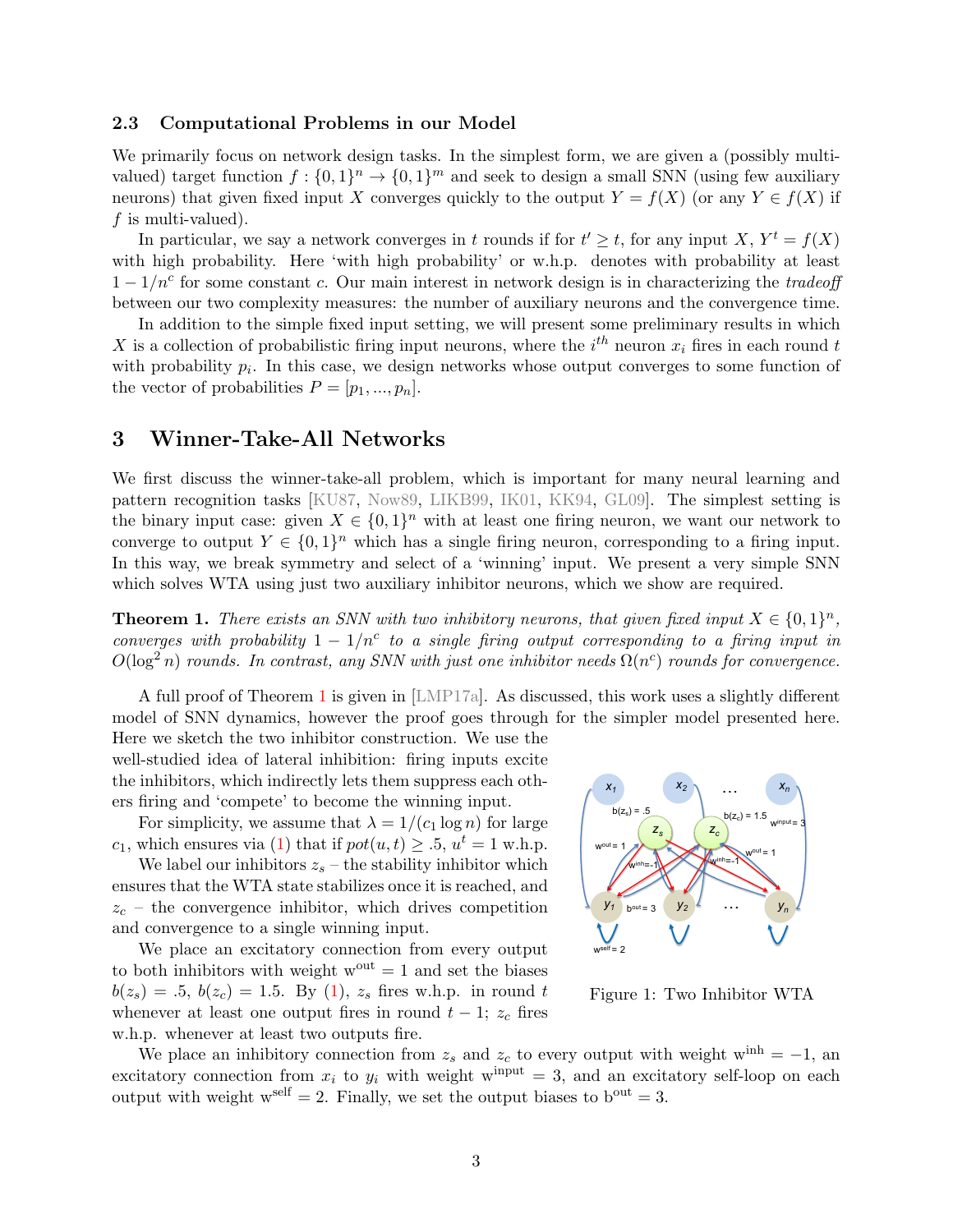### 2.3 Computational Problems in our Model

We primarily focus on network design tasks. In the simplest form, we are given a (possibly multi-valued) target function $f : \{0,1\}^n \rightarrow \{0,1\}^m$ and seek to design a small SNN (using few auxiliary neurons) that given fixed input $X$ converges quickly to the output $Y = f(X)$ (or any $Y \in f(X)$ if $f$ is multi-valued).

In particular, we say a network converges in $t$ rounds if for $t' \geq t$, for any input $X$, $Y^t = f(X)$ with high probability. Here 'with high probability' or w.h.p. denotes with probability at least $1 - 1/n^c$ for some constant $c$. Our main interest in network design is in characterizing the *tradeoff* between our two complexity measures: the number of auxiliary neurons and the convergence time.

In addition to the simple fixed input setting, we will present some preliminary results in which $X$ is a collection of probabilistic firing input neurons, where the $i^{th}$ neuron $x_i$ fires in each round $t$ with probability $p_i$. In this case, we design networks whose output converges to some function of the vector of probabilities $P = [p_1, ..., p_n]$.

## 3 Winner-Take-All Networks

We first discuss the winner-take-all problem, which is important for many neural learning and pattern recognition tasks [KU87, Now89, LIKB99, IK01, KK94, GL09]. The simplest setting is the binary input case: given $X \in \{0,1\}^n$ with at least one firing neuron, we want our network to converge to output $Y \in \{0,1\}^n$ which has a single firing neuron, corresponding to a firing input. In this way, we break symmetry and select of a 'winning' input. We present a very simple SNN which solves WTA using just two auxiliary inhibitor neurons, which we show are required.

**Theorem 1.** *There exists an SNN with two inhibitory neurons, that given fixed input $X \in \{0,1\}^n$, converges with probability $1 - 1/n^c$ to a single firing output corresponding to a firing input in $O(\log^2 n)$ rounds. In contrast, any SNN with just one inhibitor needs $\Omega(n^c)$ rounds for convergence.*

A full proof of Theorem 1 is given in [LMP17a]. As discussed, this work uses a slightly different model of SNN dynamics, however the proof goes through for the simpler model presented here. Here we sketch the two inhibitor construction. We use the well-studied idea of lateral inhibition: firing inputs excite the inhibitors, which indirectly lets them suppress each others firing and 'compete' to become the winning input.

For simplicity, we assume that $\lambda = 1/(c_1 \log n)$ for large $c_1$, which ensures via (1) that if $pot(u,t) \geq .5$, $u^t = 1$ w.h.p.

We label our inhibitors $z_s$ – the stability inhibitor which ensures that the WTA state stabilizes once it is reached, and $z_c$ – the convergence inhibitor, which drives competition and convergence to a single winning input.

We place an excitatory connection from every output to both inhibitors with weight $\mathrm{w}^{\mathrm{out}} = 1$ and set the biases $b(z_s) = .5$, $b(z_c) = 1.5$. By (1), $z_s$ fires w.h.p. in round $t$ whenever at least one output fires in round $t-1$; $z_c$ fires w.h.p. whenever at least two outputs fire.

Figure 1: Two Inhibitor WTA

We place an inhibitory connection from $z_s$ and $z_c$ to every output with weight $\mathrm{w}^{\mathrm{inh}} = -1$, an excitatory connection from $x_i$ to $y_i$ with weight $\mathrm{w}^{\mathrm{input}} = 3$, and an excitatory self-loop on each output with weight $\mathrm{w}^{\mathrm{self}} = 2$. Finally, we set the output biases to $\mathrm{b}^{\mathrm{out}} = 3$.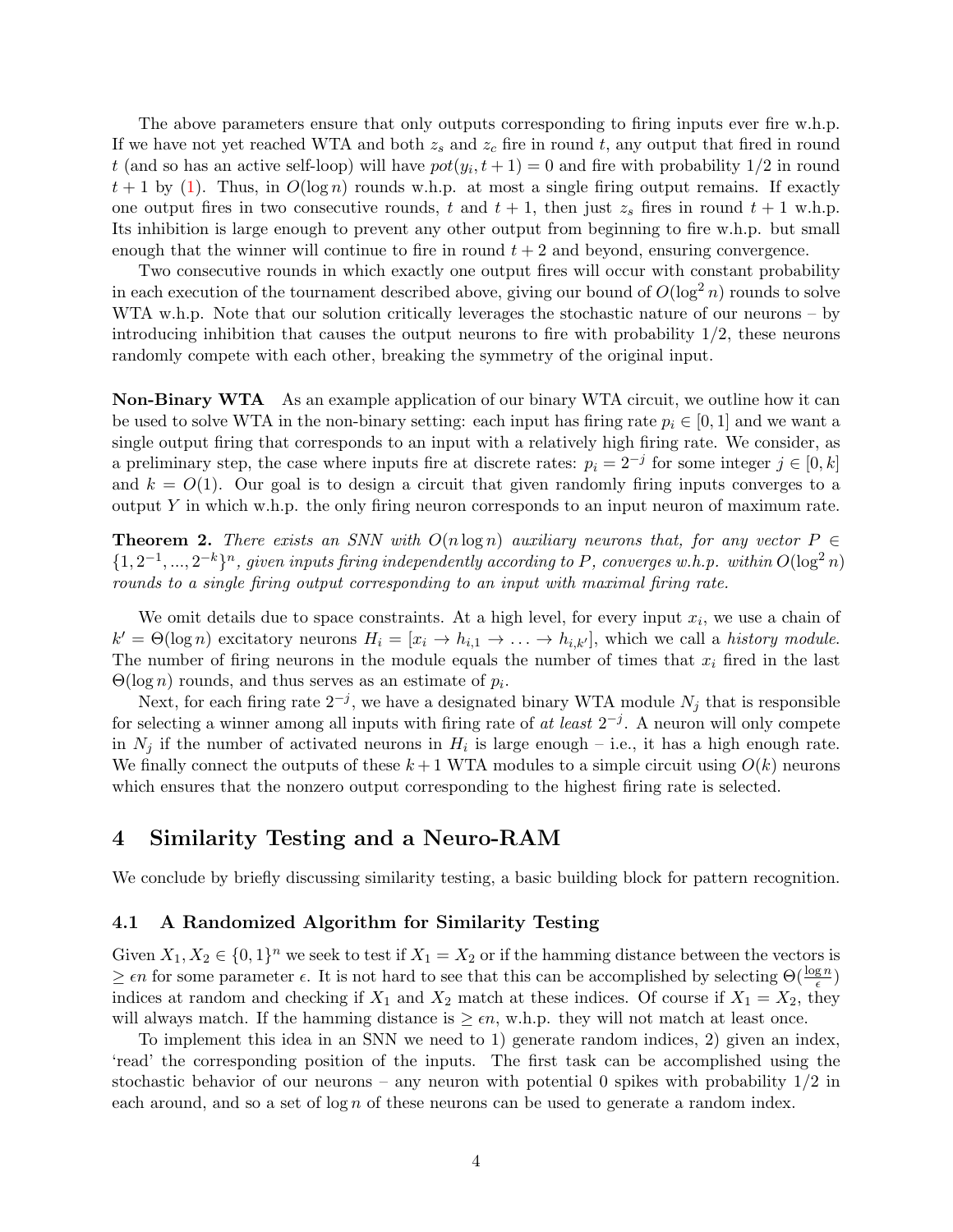The above parameters ensure that only outputs corresponding to firing inputs ever fire w.h.p. If we have not yet reached WTA and both $z_s$ and $z_c$ fire in round $t$, any output that fired in round $t$ (and so has an active self-loop) will have $pot(y_i, t+1) = 0$ and fire with probability 1/2 in round $t+1$ by (1). Thus, in $O(\log n)$ rounds w.h.p. at most a single firing output remains. If exactly one output fires in two consecutive rounds, $t$ and $t+1$, then just $z_s$ fires in round $t+1$ w.h.p. Its inhibition is large enough to prevent any other output from beginning to fire w.h.p. but small enough that the winner will continue to fire in round $t+2$ and beyond, ensuring convergence.

Two consecutive rounds in which exactly one output fires will occur with constant probability in each execution of the tournament described above, giving our bound of $O(\log^2 n)$ rounds to solve WTA w.h.p. Note that our solution critically leverages the stochastic nature of our neurons – by introducing inhibition that causes the output neurons to fire with probability 1/2, these neurons randomly compete with each other, breaking the symmetry of the original input.

**Non-Binary WTA** As an example application of our binary WTA circuit, we outline how it can be used to solve WTA in the non-binary setting: each input has firing rate $p_i \in [0, 1]$ and we want a single output firing that corresponds to an input with a relatively high firing rate. We consider, as a preliminary step, the case where inputs fire at discrete rates: $p_i = 2^{-j}$ for some integer $j \in [0, k]$ and $k = O(1)$. Our goal is to design a circuit that given randomly firing inputs converges to a output $Y$ in which w.h.p. the only firing neuron corresponds to an input neuron of maximum rate.

**Theorem 2.** *There exists an SNN with $O(n \log n)$ auxiliary neurons that, for any vector $P \in \{1, 2^{-1}, ..., 2^{-k}\}^n$, given inputs firing independently according to $P$, converges w.h.p. within $O(\log^2 n)$ rounds to a single firing output corresponding to an input with maximal firing rate.*

We omit details due to space constraints. At a high level, for every input $x_i$, we use a chain of $k' = \Theta(\log n)$ excitatory neurons $H_i = [x_i \to h_{i,1} \to \ldots \to h_{i,k'}]$, which we call a *history module*. The number of firing neurons in the module equals the number of times that $x_i$ fired in the last $\Theta(\log n)$ rounds, and thus serves as an estimate of $p_i$.

Next, for each firing rate $2^{-j}$, we have a designated binary WTA module $N_j$ that is responsible for selecting a winner among all inputs with firing rate of *at least* $2^{-j}$. A neuron will only compete in $N_j$ if the number of activated neurons in $H_i$ is large enough – i.e., it has a high enough rate. We finally connect the outputs of these $k+1$ WTA modules to a simple circuit using $O(k)$ neurons which ensures that the nonzero output corresponding to the highest firing rate is selected.

# 4 Similarity Testing and a Neuro-RAM

We conclude by briefly discussing similarity testing, a basic building block for pattern recognition.

## 4.1 A Randomized Algorithm for Similarity Testing

Given $X_1, X_2 \in \{0, 1\}^n$ we seek to test if $X_1 = X_2$ or if the hamming distance between the vectors is $\geq \epsilon n$ for some parameter $\epsilon$. It is not hard to see that this can be accomplished by selecting $\Theta(\frac{\log n}{\epsilon})$ indices at random and checking if $X_1$ and $X_2$ match at these indices. Of course if $X_1 = X_2$, they will always match. If the hamming distance is $\geq \epsilon n$, w.h.p. they will not match at least once.

To implement this idea in an SNN we need to 1) generate random indices, 2) given an index, 'read' the corresponding position of the inputs. The first task can be accomplished using the stochastic behavior of our neurons – any neuron with potential 0 spikes with probability 1/2 in each around, and so a set of $\log n$ of these neurons can be used to generate a random index.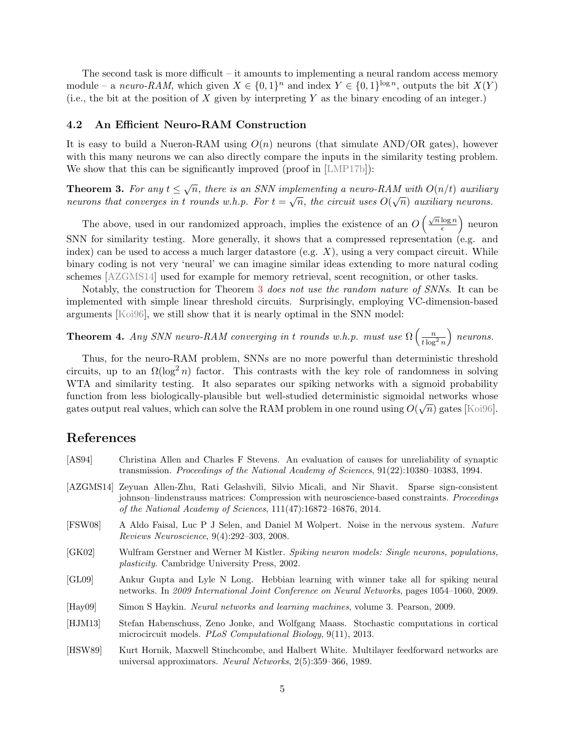The second task is more difficult – it amounts to implementing a neural random access memory module – a *neuro-RAM*, which given $X \in \{0,1\}^n$ and index $Y \in \{0,1\}^{\log n}$, outputs the bit $X(Y)$ (i.e., the bit at the position of $X$ given by interpreting $Y$ as the binary encoding of an integer.)

### 4.2 An Efficient Neuro-RAM Construction

It is easy to build a Nueron-RAM using $O(n)$ neurons (that simulate AND/OR gates), however with this many neurons we can also directly compare the inputs in the similarity testing problem. We show that this can be significantly improved (proof in [LMP17b]):

**Theorem 3.** *For any $t \leq \sqrt{n}$, there is an SNN implementing a neuro-RAM with $O(n/t)$ auxiliary neurons that converges in $t$ rounds w.h.p. For $t = \sqrt{n}$, the circuit uses $O(\sqrt{n})$ auxiliary neurons.*

The above, used in our randomized approach, implies the existence of an $O\left(\frac{\sqrt{n}\log n}{\epsilon}\right)$ neuron SNN for similarity testing. More generally, it shows that a compressed representation (e.g. and index) can be used to access a much larger datastore (e.g. $X$), using a very compact circuit. While binary coding is not very 'neural' we can imagine similar ideas extending to more natural coding schemes [AZGMS14] used for example for memory retrieval, scent recognition, or other tasks.

Notably, the construction for Theorem 3 *does not use the random nature of SNNs*. It can be implemented with simple linear threshold circuits. Surprisingly, employing VC-dimension-based arguments [Koi96], we still show that it is nearly optimal in the SNN model:

**Theorem 4.** *Any SNN neuro-RAM converging in $t$ rounds w.h.p. must use $\Omega\left(\frac{n}{t\log^2 n}\right)$ neurons.*

Thus, for the neuro-RAM problem, SNNs are no more powerful than deterministic threshold circuits, up to an $\Omega(\log^2 n)$ factor. This contrasts with the key role of randomness in solving WTA and similarity testing. It also separates our spiking networks with a sigmoid probability function from less biologically-plausible but well-studied deterministic sigmoidal networks whose gates output real values, which can solve the RAM problem in one round using $O(\sqrt{n})$ gates [Koi96].

## References

[AS94] Christina Allen and Charles F Stevens. An evaluation of causes for unreliability of synaptic transmission. *Proceedings of the National Academy of Sciences*, 91(22):10380–10383, 1994.

[AZGMS14] Zeyuan Allen-Zhu, Rati Gelashvili, Silvio Micali, and Nir Shavit. Sparse sign-consistent johnson–lindenstrauss matrices: Compression with neuroscience-based constraints. *Proceedings of the National Academy of Sciences*, 111(47):16872–16876, 2014.

[FSW08] A Aldo Faisal, Luc P J Selen, and Daniel M Wolpert. Noise in the nervous system. *Nature Reviews Neuroscience*, 9(4):292–303, 2008.

[GK02] Wulfram Gerstner and Werner M Kistler. *Spiking neuron models: Single neurons, populations, plasticity*. Cambridge University Press, 2002.

[GL09] Ankur Gupta and Lyle N Long. Hebbian learning with winner take all for spiking neural networks. In *2009 International Joint Conference on Neural Networks*, pages 1054–1060, 2009.

[Hay09] Simon S Haykin. *Neural networks and learning machines*, volume 3. Pearson, 2009.

[HJM13] Stefan Habenschuss, Zeno Jonke, and Wolfgang Maass. Stochastic computations in cortical microcircuit models. *PLoS Computational Biology*, 9(11), 2013.

[HSW89] Kurt Hornik, Maxwell Stinchcombe, and Halbert White. Multilayer feedforward networks are universal approximators. *Neural Networks*, 2(5):359–366, 1989.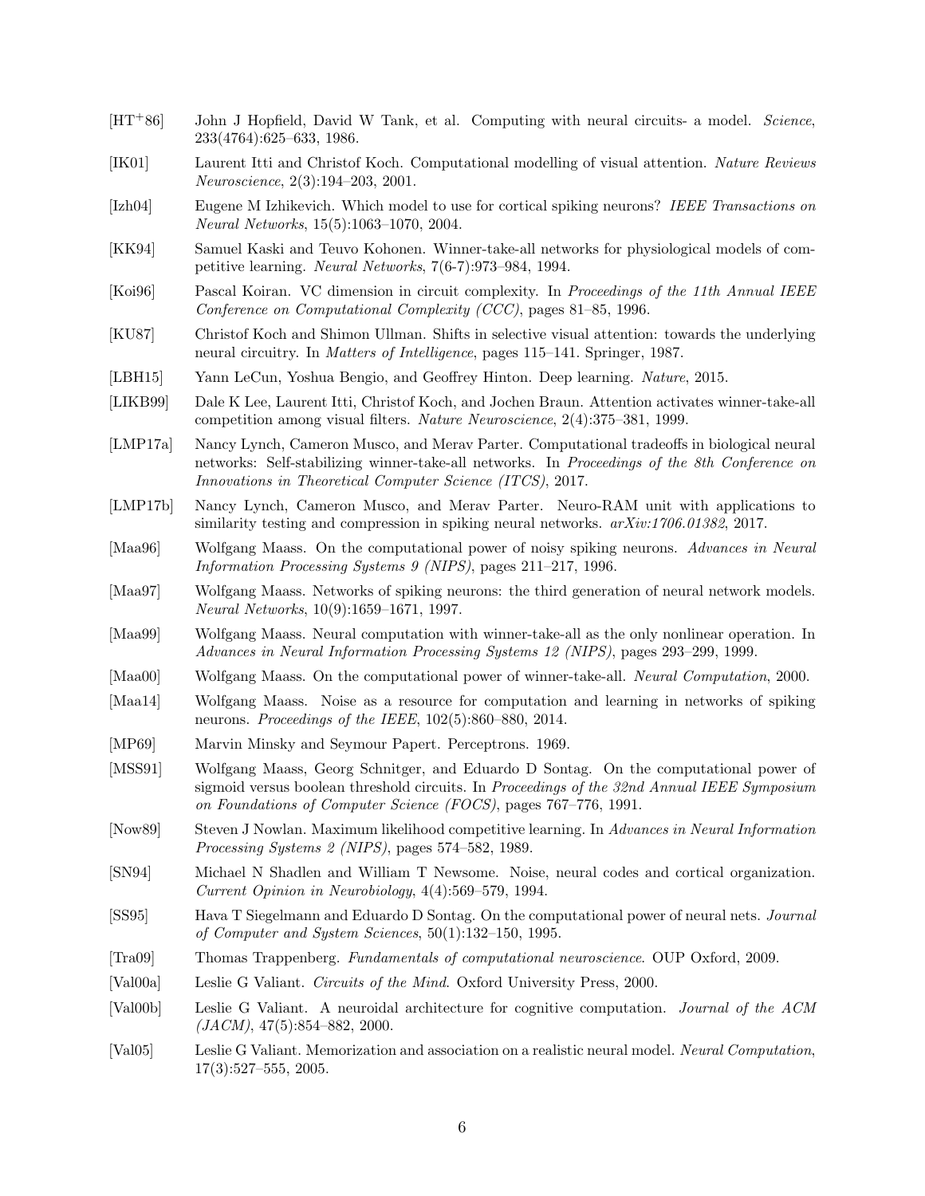[HT$^{+}$86] John J Hopfield, David W Tank, et al. Computing with neural circuits- a model. *Science*, 233(4764):625–633, 1986.

[IK01] Laurent Itti and Christof Koch. Computational modelling of visual attention. *Nature Reviews Neuroscience*, 2(3):194–203, 2001.

[Izh04] Eugene M Izhikevich. Which model to use for cortical spiking neurons? *IEEE Transactions on Neural Networks*, 15(5):1063–1070, 2004.

[KK94] Samuel Kaski and Teuvo Kohonen. Winner-take-all networks for physiological models of competitive learning. *Neural Networks*, 7(6-7):973–984, 1994.

[Koi96] Pascal Koiran. VC dimension in circuit complexity. In *Proceedings of the 11th Annual IEEE Conference on Computational Complexity (CCC)*, pages 81–85, 1996.

[KU87] Christof Koch and Shimon Ullman. Shifts in selective visual attention: towards the underlying neural circuitry. In *Matters of Intelligence*, pages 115–141. Springer, 1987.

[LBH15] Yann LeCun, Yoshua Bengio, and Geoffrey Hinton. Deep learning. *Nature*, 2015.

[LIKB99] Dale K Lee, Laurent Itti, Christof Koch, and Jochen Braun. Attention activates winner-take-all competition among visual filters. *Nature Neuroscience*, 2(4):375–381, 1999.

[LMP17a] Nancy Lynch, Cameron Musco, and Merav Parter. Computational tradeoffs in biological neural networks: Self-stabilizing winner-take-all networks. In *Proceedings of the 8th Conference on Innovations in Theoretical Computer Science (ITCS)*, 2017.

[LMP17b] Nancy Lynch, Cameron Musco, and Merav Parter. Neuro-RAM unit with applications to similarity testing and compression in spiking neural networks. *arXiv:1706.01382*, 2017.

[Maa96] Wolfgang Maass. On the computational power of noisy spiking neurons. *Advances in Neural Information Processing Systems 9 (NIPS)*, pages 211–217, 1996.

[Maa97] Wolfgang Maass. Networks of spiking neurons: the third generation of neural network models. *Neural Networks*, 10(9):1659–1671, 1997.

[Maa99] Wolfgang Maass. Neural computation with winner-take-all as the only nonlinear operation. In *Advances in Neural Information Processing Systems 12 (NIPS)*, pages 293–299, 1999.

[Maa00] Wolfgang Maass. On the computational power of winner-take-all. *Neural Computation*, 2000.

[Maa14] Wolfgang Maass. Noise as a resource for computation and learning in networks of spiking neurons. *Proceedings of the IEEE*, 102(5):860–880, 2014.

[MP69] Marvin Minsky and Seymour Papert. Perceptrons. 1969.

[MSS91] Wolfgang Maass, Georg Schnitger, and Eduardo D Sontag. On the computational power of sigmoid versus boolean threshold circuits. In *Proceedings of the 32nd Annual IEEE Symposium on Foundations of Computer Science (FOCS)*, pages 767–776, 1991.

[Now89] Steven J Nowlan. Maximum likelihood competitive learning. In *Advances in Neural Information Processing Systems 2 (NIPS)*, pages 574–582, 1989.

[SN94] Michael N Shadlen and William T Newsome. Noise, neural codes and cortical organization. *Current Opinion in Neurobiology*, 4(4):569–579, 1994.

[SS95] Hava T Siegelmann and Eduardo D Sontag. On the computational power of neural nets. *Journal of Computer and System Sciences*, 50(1):132–150, 1995.

[Tra09] Thomas Trappenberg. *Fundamentals of computational neuroscience*. OUP Oxford, 2009.

[Val00a] Leslie G Valiant. *Circuits of the Mind*. Oxford University Press, 2000.

[Val00b] Leslie G Valiant. A neuroidal architecture for cognitive computation. *Journal of the ACM (JACM)*, 47(5):854–882, 2000.

[Val05] Leslie G Valiant. Memorization and association on a realistic neural model. *Neural Computation*, 17(3):527–555, 2005.